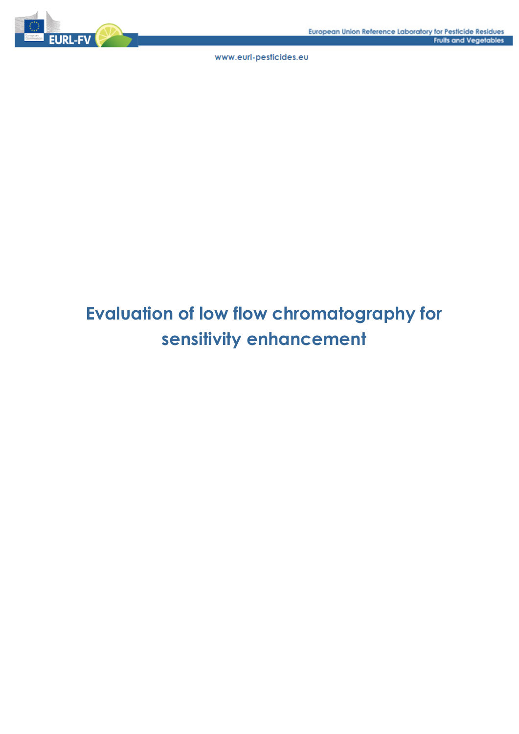# Evaluation of low flow chromatography for sensitivity enhancement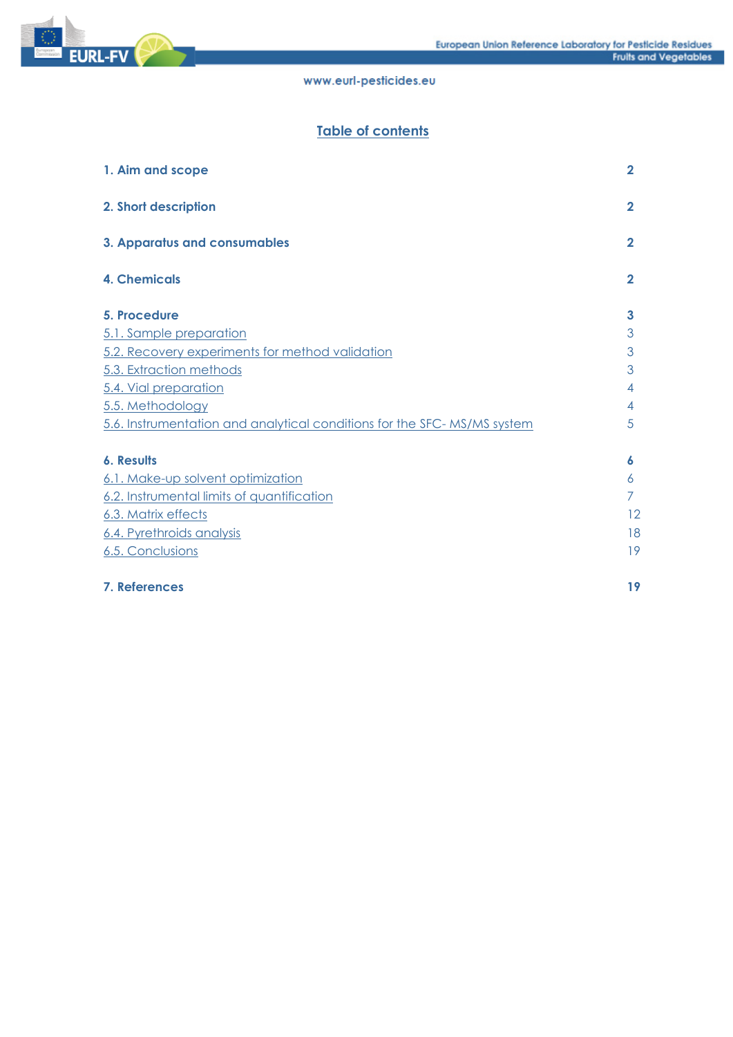## Table of contents

| | |
|---|---|
| **1. Aim and scope** | **2** |
| **2. Short description** | **2** |
| **3. Apparatus and consumables** | **2** |
| **4. Chemicals** | **2** |
| **5. Procedure** | **3** |
| 5.1. Sample preparation | 3 |
| 5.2. Recovery experiments for method validation | 3 |
| 5.3. Extraction methods | 3 |
| 5.4. Vial preparation | 4 |
| 5.5. Methodology | 4 |
| 5.6. Instrumentation and analytical conditions for the SFC- MS/MS system | 5 |
| **6. Results** | **6** |
| 6.1. Make-up solvent optimization | 6 |
| 6.2. Instrumental limits of quantification | 7 |
| 6.3. Matrix effects | 12 |
| 6.4. Pyrethroids analysis | 18 |
| 6.5. Conclusions | 19 |
| **7. References** | **19** |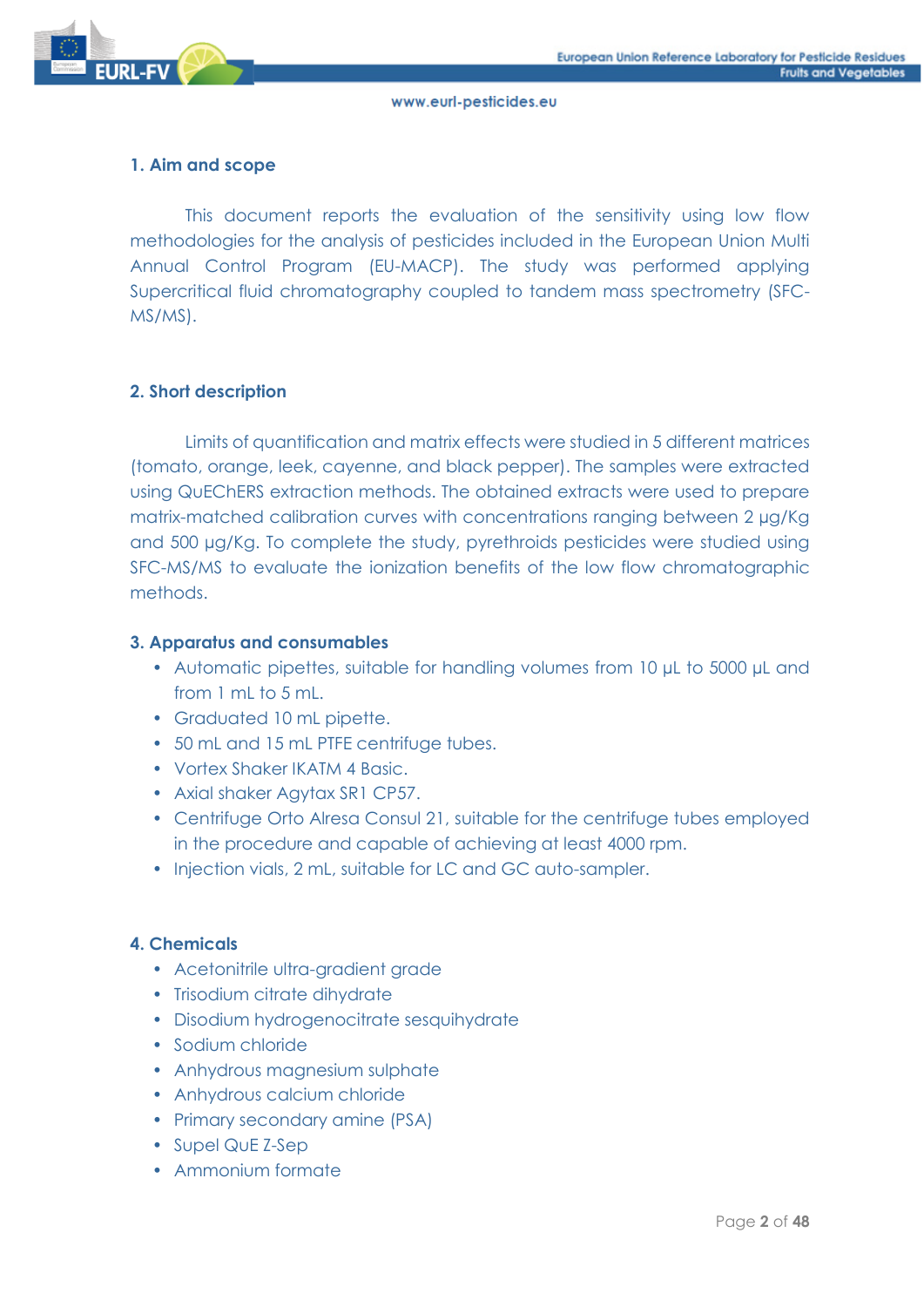## 1. Aim and scope

This document reports the evaluation of the sensitivity using low flow methodologies for the analysis of pesticides included in the European Union Multi Annual Control Program (EU-MACP). The study was performed applying Supercritical fluid chromatography coupled to tandem mass spectrometry (SFC-MS/MS).

## 2. Short description

Limits of quantification and matrix effects were studied in 5 different matrices (tomato, orange, leek, cayenne, and black pepper). The samples were extracted using QuEChERS extraction methods. The obtained extracts were used to prepare matrix-matched calibration curves with concentrations ranging between 2 µg/Kg and 500 µg/Kg. To complete the study, pyrethroids pesticides were studied using SFC-MS/MS to evaluate the ionization benefits of the low flow chromatographic methods.

## 3. Apparatus and consumables

- Automatic pipettes, suitable for handling volumes from 10 µL to 5000 µL and from 1 mL to 5 mL.
- Graduated 10 mL pipette.
- 50 mL and 15 mL PTFE centrifuge tubes.
- Vortex Shaker IKATM 4 Basic.
- Axial shaker Agytax SR1 CP57.
- Centrifuge Orto Alresa Consul 21, suitable for the centrifuge tubes employed in the procedure and capable of achieving at least 4000 rpm.
- Injection vials, 2 mL, suitable for LC and GC auto-sampler.

## 4. Chemicals

- Acetonitrile ultra-gradient grade
- Trisodium citrate dihydrate
- Disodium hydrogenocitrate sesquihydrate
- Sodium chloride
- Anhydrous magnesium sulphate
- Anhydrous calcium chloride
- Primary secondary amine (PSA)
- Supel QuE Z-Sep
- Ammonium formate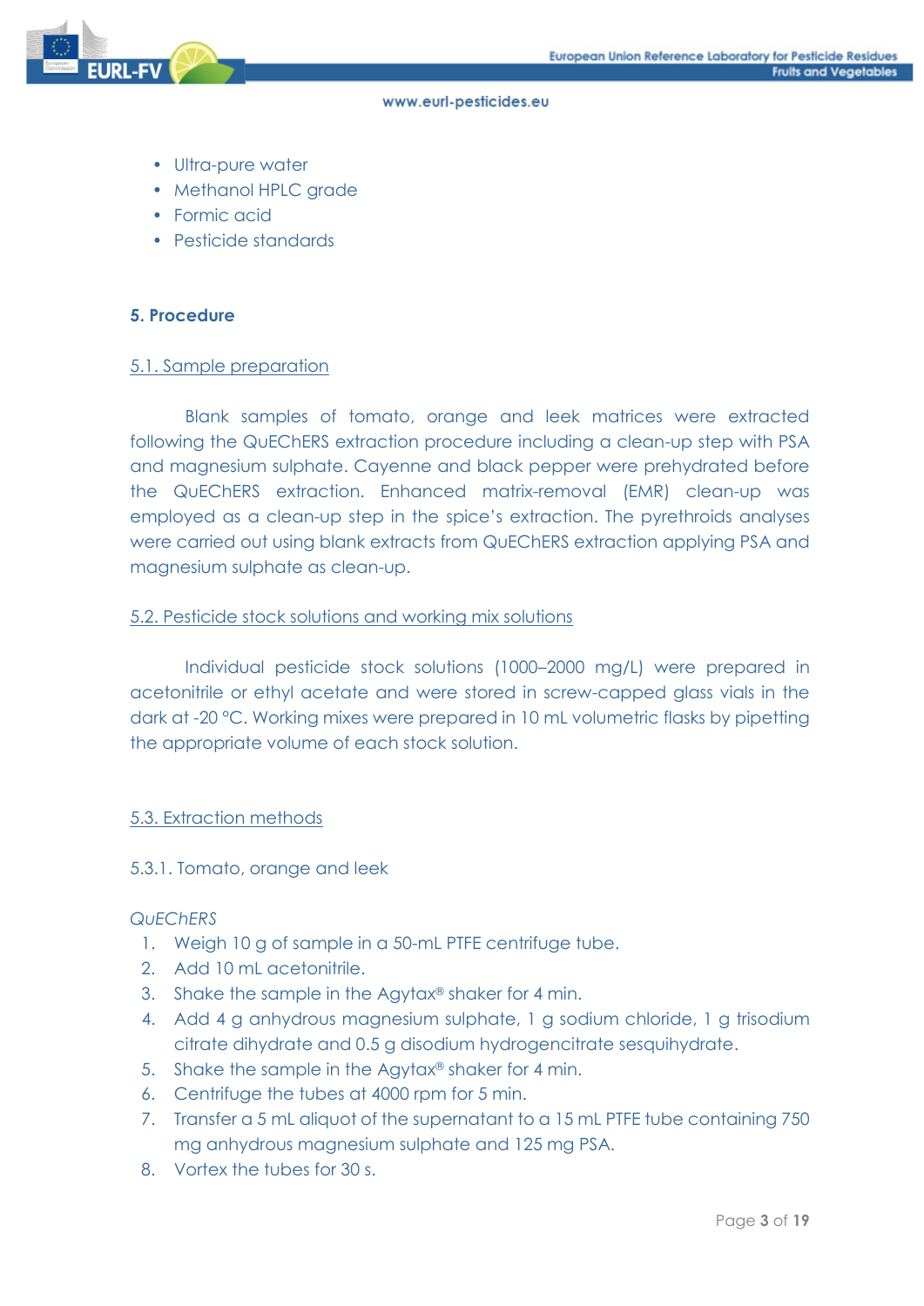- Ultra-pure water
- Methanol HPLC grade
- Formic acid
- Pesticide standards

## 5. Procedure

### 5.1. Sample preparation

Blank samples of tomato, orange and leek matrices were extracted following the QuEChERS extraction procedure including a clean-up step with PSA and magnesium sulphate. Cayenne and black pepper were prehydrated before the QuEChERS extraction. Enhanced matrix-removal (EMR) clean-up was employed as a clean-up step in the spice's extraction. The pyrethroids analyses were carried out using blank extracts from QuEChERS extraction applying PSA and magnesium sulphate as clean-up.

### 5.2. Pesticide stock solutions and working mix solutions

Individual pesticide stock solutions (1000–2000 mg/L) were prepared in acetonitrile or ethyl acetate and were stored in screw-capped glass vials in the dark at -20 °C. Working mixes were prepared in 10 mL volumetric flasks by pipetting the appropriate volume of each stock solution.

### 5.3. Extraction methods

#### 5.3.1. Tomato, orange and leek

*QuEChERS*

1. Weigh 10 g of sample in a 50-mL PTFE centrifuge tube.
2. Add 10 mL acetonitrile.
3. Shake the sample in the Agytax® shaker for 4 min.
4. Add 4 g anhydrous magnesium sulphate, 1 g sodium chloride, 1 g trisodium citrate dihydrate and 0.5 g disodium hydrogencitrate sesquihydrate.
5. Shake the sample in the Agytax® shaker for 4 min.
6. Centrifuge the tubes at 4000 rpm for 5 min.
7. Transfer a 5 mL aliquot of the supernatant to a 15 mL PTFE tube containing 750 mg anhydrous magnesium sulphate and 125 mg PSA.
8. Vortex the tubes for 30 s.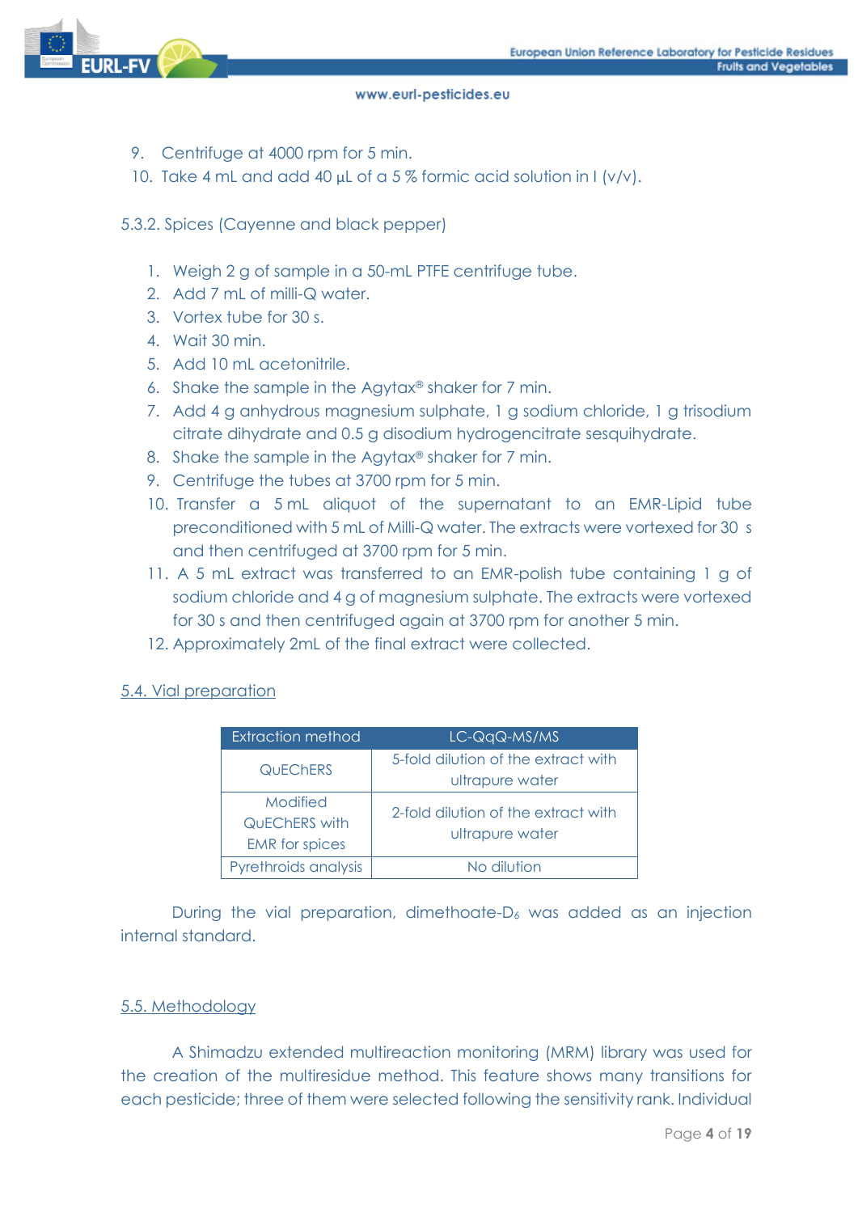9. Centrifuge at 4000 rpm for 5 min.
10. Take 4 mL and add 40 µL of a 5 % formic acid solution in l (v/v).

5.3.2. Spices (Cayenne and black pepper)

1. Weigh 2 g of sample in a 50-mL PTFE centrifuge tube.
2. Add 7 mL of milli-Q water.
3. Vortex tube for 30 s.
4. Wait 30 min.
5. Add 10 mL acetonitrile.
6. Shake the sample in the Agytax® shaker for 7 min.
7. Add 4 g anhydrous magnesium sulphate, 1 g sodium chloride, 1 g trisodium citrate dihydrate and 0.5 g disodium hydrogencitrate sesquihydrate.
8. Shake the sample in the Agytax® shaker for 7 min.
9. Centrifuge the tubes at 3700 rpm for 5 min.
10. Transfer a 5 mL aliquot of the supernatant to an EMR-Lipid tube preconditioned with 5 mL of Milli-Q water. The extracts were vortexed for 30 s and then centrifuged at 3700 rpm for 5 min.
11. A 5 mL extract was transferred to an EMR-polish tube containing 1 g of sodium chloride and 4 g of magnesium sulphate. The extracts were vortexed for 30 s and then centrifuged again at 3700 rpm for another 5 min.
12. Approximately 2mL of the final extract were collected.

## 5.4. Vial preparation

| Extraction method | LC-QqQ-MS/MS |
|---|---|
| QuEChERS | 5-fold dilution of the extract with ultrapure water |
| Modified QuEChERS with EMR for spices | 2-fold dilution of the extract with ultrapure water |
| Pyrethroids analysis | No dilution |

During the vial preparation, dimethoate-$D_6$ was added as an injection internal standard.

## 5.5. Methodology

A Shimadzu extended multireaction monitoring (MRM) library was used for the creation of the multiresidue method. This feature shows many transitions for each pesticide; three of them were selected following the sensitivity rank. Individual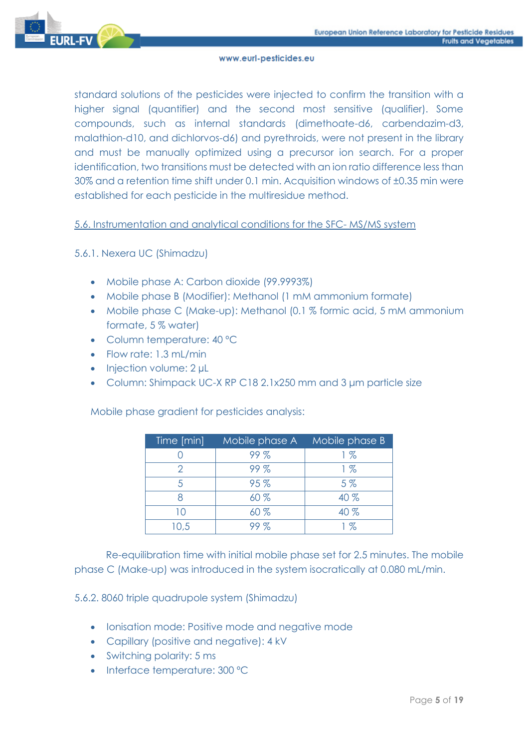standard solutions of the pesticides were injected to confirm the transition with a higher signal (quantifier) and the second most sensitive (qualifier). Some compounds, such as internal standards (dimethoate-d6, carbendazim-d3, malathion-d10, and dichlorvos-d6) and pyrethroids, were not present in the library and must be manually optimized using a precursor ion search. For a proper identification, two transitions must be detected with an ion ratio difference less than 30% and a retention time shift under 0.1 min. Acquisition windows of ±0.35 min were established for each pesticide in the multiresidue method.

## 5.6. Instrumentation and analytical conditions for the SFC- MS/MS system

### 5.6.1. Nexera UC (Shimadzu)

- Mobile phase A: Carbon dioxide (99.9993%)
- Mobile phase B (Modifier): Methanol (1 mM ammonium formate)
- Mobile phase C (Make-up): Methanol (0.1 % formic acid, 5 mM ammonium formate, 5 % water)
- Column temperature: 40 °C
- Flow rate: 1.3 mL/min
- Injection volume: 2 µL
- Column: Shimpack UC-X RP C18 2.1x250 mm and 3 µm particle size

Mobile phase gradient for pesticides analysis:

| Time [min] | Mobile phase A | Mobile phase B |
|---|---|---|
| 0 | 99 % | 1 % |
| 2 | 99 % | 1 % |
| 5 | 95 % | 5 % |
| 8 | 60 % | 40 % |
| 10 | 60 % | 40 % |
| 10,5 | 99 % | 1 % |

Re-equilibration time with initial mobile phase set for 2.5 minutes. The mobile phase C (Make-up) was introduced in the system isocratically at 0.080 mL/min.

### 5.6.2. 8060 triple quadrupole system (Shimadzu)

- Ionisation mode: Positive mode and negative mode
- Capillary (positive and negative): 4 kV
- Switching polarity: 5 ms
- Interface temperature: 300 °C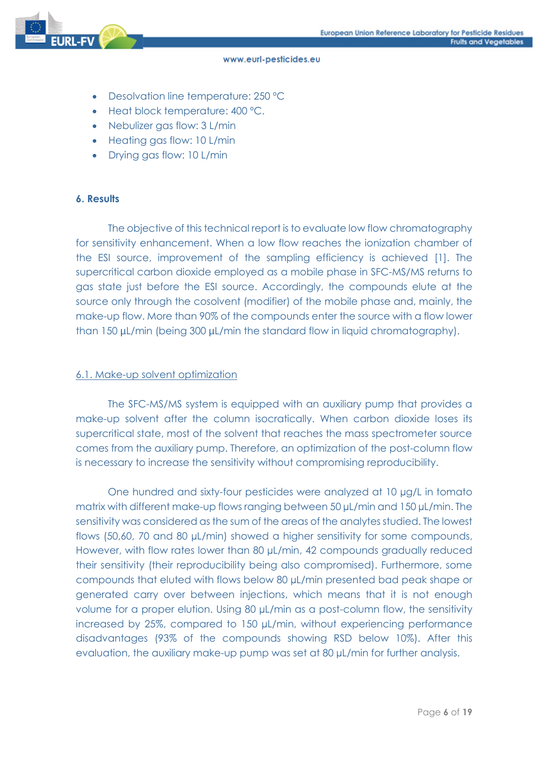- Desolvation line temperature: 250 °C
- Heat block temperature: 400 °C.
- Nebulizer gas flow: 3 L/min
- Heating gas flow: 10 L/min
- Drying gas flow: 10 L/min

**6. Results**

The objective of this technical report is to evaluate low flow chromatography for sensitivity enhancement. When a low flow reaches the ionization chamber of the ESI source, improvement of the sampling efficiency is achieved [1]. The supercritical carbon dioxide employed as a mobile phase in SFC-MS/MS returns to gas state just before the ESI source. Accordingly, the compounds elute at the source only through the cosolvent (modifier) of the mobile phase and, mainly, the make-up flow. More than 90% of the compounds enter the source with a flow lower than 150 µL/min (being 300 µL/min the standard flow in liquid chromatography).

6.1. Make-up solvent optimization

The SFC-MS/MS system is equipped with an auxiliary pump that provides a make-up solvent after the column isocratically. When carbon dioxide loses its supercritical state, most of the solvent that reaches the mass spectrometer source comes from the auxiliary pump. Therefore, an optimization of the post-column flow is necessary to increase the sensitivity without compromising reproducibility.

One hundred and sixty-four pesticides were analyzed at 10 µg/L in tomato matrix with different make-up flows ranging between 50 µL/min and 150 µL/min. The sensitivity was considered as the sum of the areas of the analytes studied. The lowest flows (50,60, 70 and 80 µL/min) showed a higher sensitivity for some compounds, However, with flow rates lower than 80 µL/min, 42 compounds gradually reduced their sensitivity (their reproducibility being also compromised). Furthermore, some compounds that eluted with flows below 80 µL/min presented bad peak shape or generated carry over between injections, which means that it is not enough volume for a proper elution. Using 80 µL/min as a post-column flow, the sensitivity increased by 25%, compared to 150 µL/min, without experiencing performance disadvantages (93% of the compounds showing RSD below 10%). After this evaluation, the auxiliary make-up pump was set at 80 µL/min for further analysis.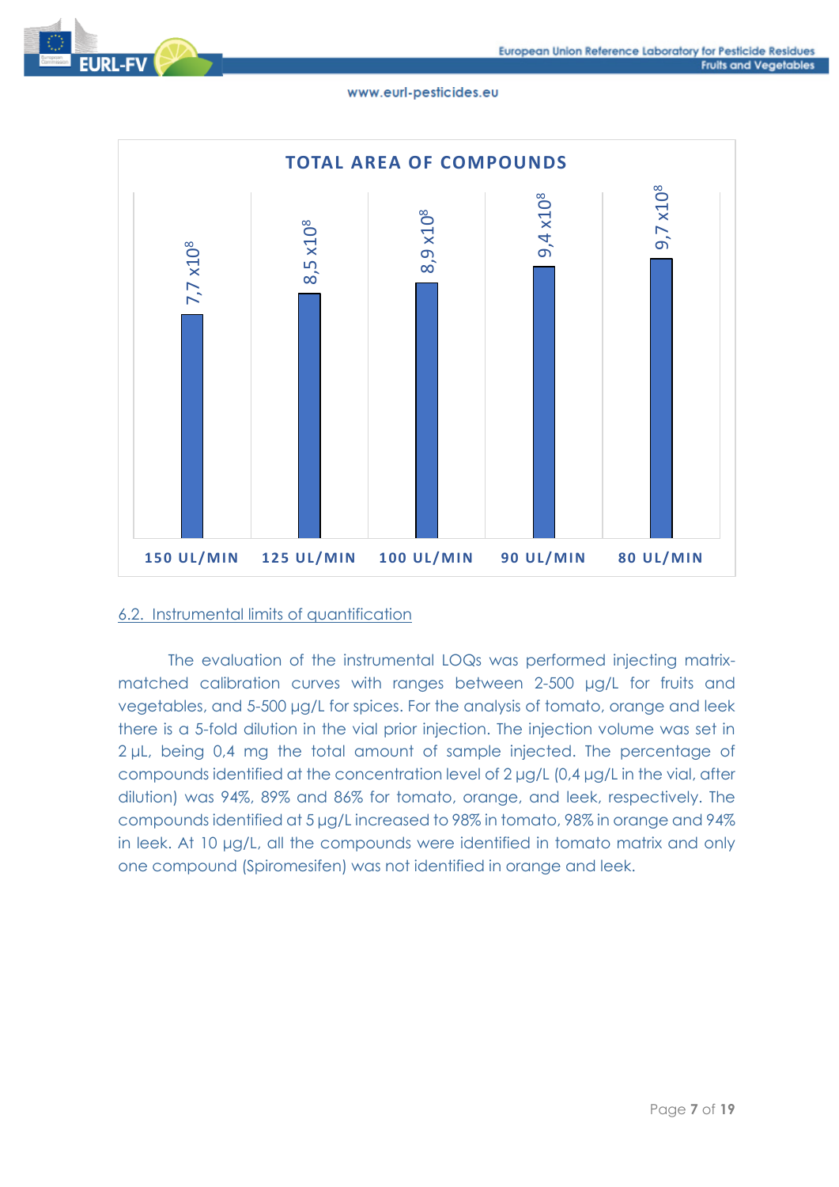**TOTAL AREA OF COMPOUNDS**

| 150 UL/MIN | 125 UL/MIN | 100 UL/MIN | 90 UL/MIN | 80 UL/MIN |
| --- | --- | --- | --- | --- |
| 7,7 $\times 10^8$ | 8,5 $\times 10^8$ | 8,9 $\times 10^8$ | 9,4 $\times 10^8$ | 9,7 $\times 10^8$ |

## 6.2. Instrumental limits of quantification

The evaluation of the instrumental LOQs was performed injecting matrix-matched calibration curves with ranges between 2-500 µg/L for fruits and vegetables, and 5-500 µg/L for spices. For the analysis of tomato, orange and leek there is a 5-fold dilution in the vial prior injection. The injection volume was set in 2 µL, being 0,4 mg the total amount of sample injected. The percentage of compounds identified at the concentration level of 2 µg/L (0,4 µg/L in the vial, after dilution) was 94%, 89% and 86% for tomato, orange, and leek, respectively. The compounds identified at 5 µg/L increased to 98% in tomato, 98% in orange and 94% in leek. At 10 µg/L, all the compounds were identified in tomato matrix and only one compound (Spiromesifen) was not identified in orange and leek.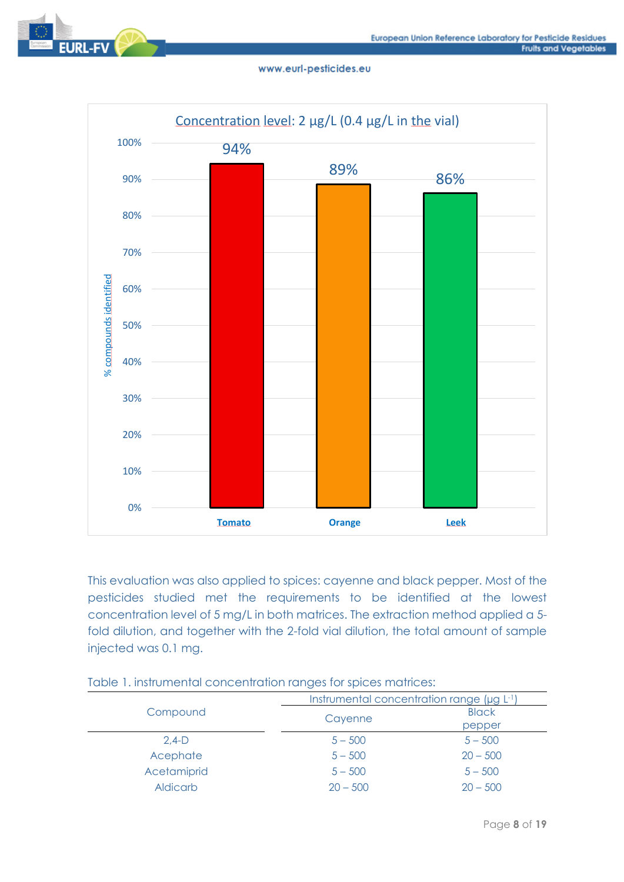Concentration level: 2 µg/L (0.4 µg/L in the vial)

| Matrix | % compounds identified |
| --- | --- |
| Tomato | 94% |
| Orange | 89% |
| Leek | 86% |

This evaluation was also applied to spices: cayenne and black pepper. Most of the pesticides studied met the requirements to be identified at the lowest concentration level of 5 mg/L in both matrices. The extraction method applied a 5-fold dilution, and together with the 2-fold vial dilution, the total amount of sample injected was 0.1 mg.

Table 1. instrumental concentration ranges for spices matrices:

| Compound | Instrumental concentration range (µg $L^{-1}$) | |
| --- | --- | --- |
| | Cayenne | Black pepper |
| 2,4-D | 5 – 500 | 5 – 500 |
| Acephate | 5 – 500 | 20 – 500 |
| Acetamiprid | 5 – 500 | 5 – 500 |
| Aldicarb | 20 – 500 | 20 – 500 |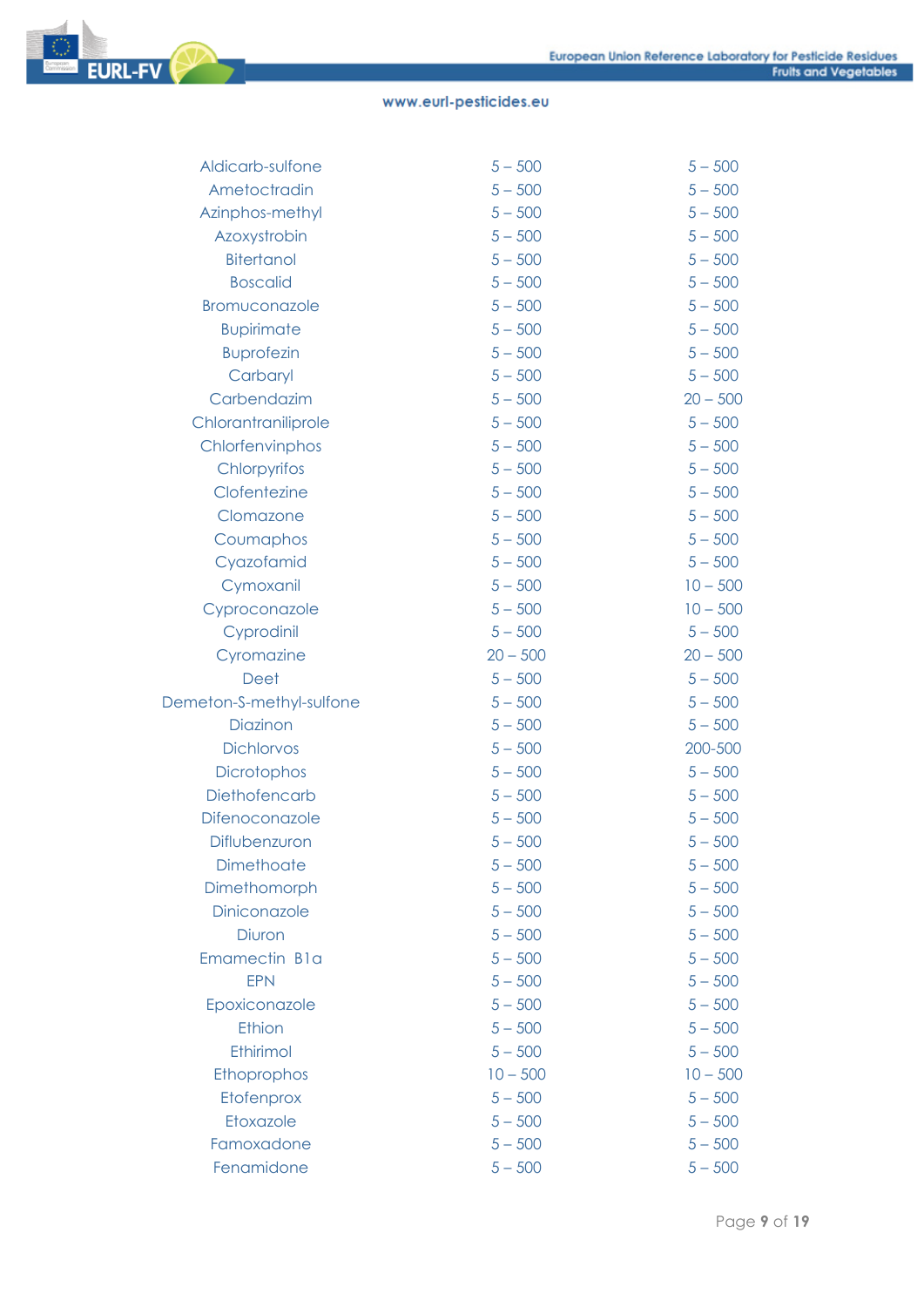| | | |
|---|---|---|
| Aldicarb-sulfone | 5 – 500 | 5 – 500 |
| Ametoctradin | 5 – 500 | 5 – 500 |
| Azinphos-methyl | 5 – 500 | 5 – 500 |
| Azoxystrobin | 5 – 500 | 5 – 500 |
| Bitertanol | 5 – 500 | 5 – 500 |
| Boscalid | 5 – 500 | 5 – 500 |
| Bromuconazole | 5 – 500 | 5 – 500 |
| Bupirimate | 5 – 500 | 5 – 500 |
| Buprofezin | 5 – 500 | 5 – 500 |
| Carbaryl | 5 – 500 | 5 – 500 |
| Carbendazim | 5 – 500 | 20 – 500 |
| Chlorantraniliprole | 5 – 500 | 5 – 500 |
| Chlorfenvinphos | 5 – 500 | 5 – 500 |
| Chlorpyrifos | 5 – 500 | 5 – 500 |
| Clofentezine | 5 – 500 | 5 – 500 |
| Clomazone | 5 – 500 | 5 – 500 |
| Coumaphos | 5 – 500 | 5 – 500 |
| Cyazofamid | 5 – 500 | 5 – 500 |
| Cymoxanil | 5 – 500 | 10 – 500 |
| Cyproconazole | 5 – 500 | 10 – 500 |
| Cyprodinil | 5 – 500 | 5 – 500 |
| Cyromazine | 20 – 500 | 20 – 500 |
| Deet | 5 – 500 | 5 – 500 |
| Demeton-S-methyl-sulfone | 5 – 500 | 5 – 500 |
| Diazinon | 5 – 500 | 5 – 500 |
| Dichlorvos | 5 – 500 | 200-500 |
| Dicrotophos | 5 – 500 | 5 – 500 |
| Diethofencarb | 5 – 500 | 5 – 500 |
| Difenoconazole | 5 – 500 | 5 – 500 |
| Diflubenzuron | 5 – 500 | 5 – 500 |
| Dimethoate | 5 – 500 | 5 – 500 |
| Dimethomorph | 5 – 500 | 5 – 500 |
| Diniconazole | 5 – 500 | 5 – 500 |
| Diuron | 5 – 500 | 5 – 500 |
| Emamectin B1a | 5 – 500 | 5 – 500 |
| EPN | 5 – 500 | 5 – 500 |
| Epoxiconazole | 5 – 500 | 5 – 500 |
| Ethion | 5 – 500 | 5 – 500 |
| Ethirimol | 5 – 500 | 5 – 500 |
| Ethoprophos | 10 – 500 | 10 – 500 |
| Etofenprox | 5 – 500 | 5 – 500 |
| Etoxazole | 5 – 500 | 5 – 500 |
| Famoxadone | 5 – 500 | 5 – 500 |
| Fenamidone | 5 – 500 | 5 – 500 |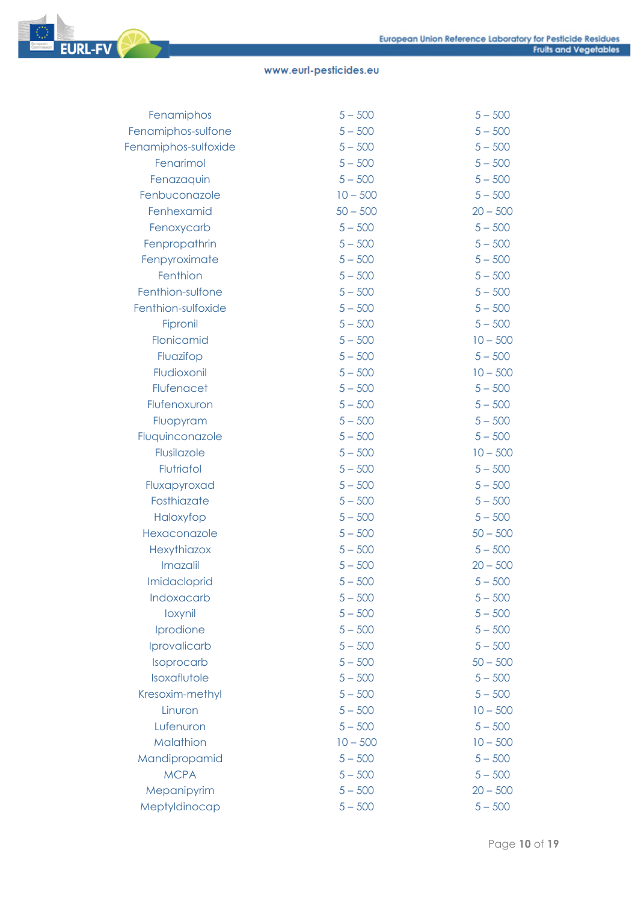| | | |
|---|---|---|
| Fenamiphos | 5 – 500 | 5 – 500 |
| Fenamiphos-sulfone | 5 – 500 | 5 – 500 |
| Fenamiphos-sulfoxide | 5 – 500 | 5 – 500 |
| Fenarimol | 5 – 500 | 5 – 500 |
| Fenazaquin | 5 – 500 | 5 – 500 |
| Fenbuconazole | 10 – 500 | 5 – 500 |
| Fenhexamid | 50 – 500 | 20 – 500 |
| Fenoxycarb | 5 – 500 | 5 – 500 |
| Fenpropathrin | 5 – 500 | 5 – 500 |
| Fenpyroximate | 5 – 500 | 5 – 500 |
| Fenthion | 5 – 500 | 5 – 500 |
| Fenthion-sulfone | 5 – 500 | 5 – 500 |
| Fenthion-sulfoxide | 5 – 500 | 5 – 500 |
| Fipronil | 5 – 500 | 5 – 500 |
| Flonicamid | 5 – 500 | 10 – 500 |
| Fluazifop | 5 – 500 | 5 – 500 |
| Fludioxonil | 5 – 500 | 10 – 500 |
| Flufenacet | 5 – 500 | 5 – 500 |
| Flufenoxuron | 5 – 500 | 5 – 500 |
| Fluopyram | 5 – 500 | 5 – 500 |
| Fluquinconazole | 5 – 500 | 5 – 500 |
| Flusilazole | 5 – 500 | 10 – 500 |
| Flutriafol | 5 – 500 | 5 – 500 |
| Fluxapyroxad | 5 – 500 | 5 – 500 |
| Fosthiazate | 5 – 500 | 5 – 500 |
| Haloxyfop | 5 – 500 | 5 – 500 |
| Hexaconazole | 5 – 500 | 50 – 500 |
| Hexythiazox | 5 – 500 | 5 – 500 |
| Imazalil | 5 – 500 | 20 – 500 |
| Imidacloprid | 5 – 500 | 5 – 500 |
| Indoxacarb | 5 – 500 | 5 – 500 |
| Ioxynil | 5 – 500 | 5 – 500 |
| Iprodione | 5 – 500 | 5 – 500 |
| Iprovalicarb | 5 – 500 | 5 – 500 |
| Isoprocarb | 5 – 500 | 50 – 500 |
| Isoxaflutole | 5 – 500 | 5 – 500 |
| Kresoxim-methyl | 5 – 500 | 5 – 500 |
| Linuron | 5 – 500 | 10 – 500 |
| Lufenuron | 5 – 500 | 5 – 500 |
| Malathion | 10 – 500 | 10 – 500 |
| Mandipropamid | 5 – 500 | 5 – 500 |
| MCPA | 5 – 500 | 5 – 500 |
| Mepanipyrim | 5 – 500 | 20 – 500 |
| Meptyldinocap | 5 – 500 | 5 – 500 |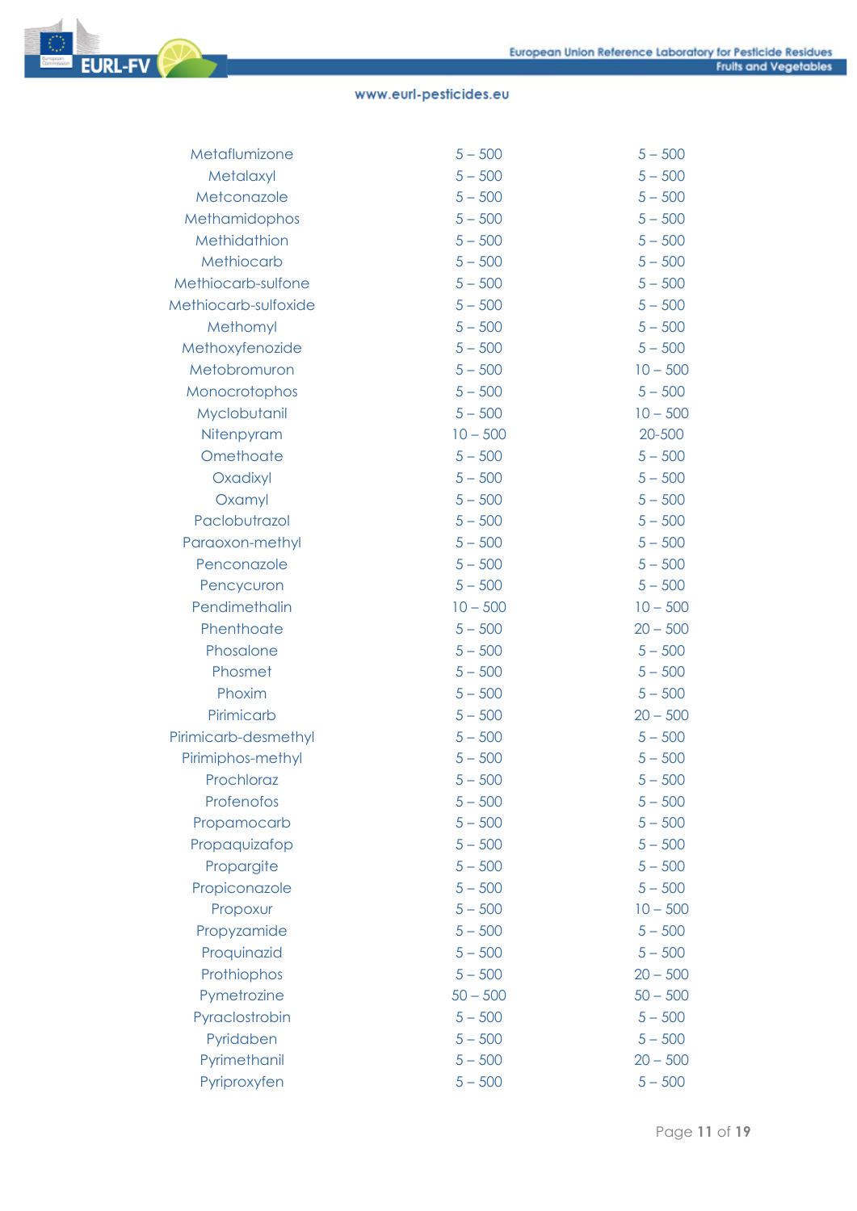| | | |
|---|---|---|
| Metaflumizone | 5 – 500 | 5 – 500 |
| Metalaxyl | 5 – 500 | 5 – 500 |
| Metconazole | 5 – 500 | 5 – 500 |
| Methamidophos | 5 – 500 | 5 – 500 |
| Methidathion | 5 – 500 | 5 – 500 |
| Methiocarb | 5 – 500 | 5 – 500 |
| Methiocarb-sulfone | 5 – 500 | 5 – 500 |
| Methiocarb-sulfoxide | 5 – 500 | 5 – 500 |
| Methomyl | 5 – 500 | 5 – 500 |
| Methoxyfenozide | 5 – 500 | 5 – 500 |
| Metobromuron | 5 – 500 | 10 – 500 |
| Monocrotophos | 5 – 500 | 5 – 500 |
| Myclobutanil | 5 – 500 | 10 – 500 |
| Nitenpyram | 10 – 500 | 20-500 |
| Omethoate | 5 – 500 | 5 – 500 |
| Oxadixyl | 5 – 500 | 5 – 500 |
| Oxamyl | 5 – 500 | 5 – 500 |
| Paclobutrazol | 5 – 500 | 5 – 500 |
| Paraoxon-methyl | 5 – 500 | 5 – 500 |
| Penconazole | 5 – 500 | 5 – 500 |
| Pencycuron | 5 – 500 | 5 – 500 |
| Pendimethalin | 10 – 500 | 10 – 500 |
| Phenthoate | 5 – 500 | 20 – 500 |
| Phosalone | 5 – 500 | 5 – 500 |
| Phosmet | 5 – 500 | 5 – 500 |
| Phoxim | 5 – 500 | 5 – 500 |
| Pirimicarb | 5 – 500 | 20 – 500 |
| Pirimicarb-desmethyl | 5 – 500 | 5 – 500 |
| Pirimiphos-methyl | 5 – 500 | 5 – 500 |
| Prochloraz | 5 – 500 | 5 – 500 |
| Profenofos | 5 – 500 | 5 – 500 |
| Propamocarb | 5 – 500 | 5 – 500 |
| Propaquizafop | 5 – 500 | 5 – 500 |
| Propargite | 5 – 500 | 5 – 500 |
| Propiconazole | 5 – 500 | 5 – 500 |
| Propoxur | 5 – 500 | 10 – 500 |
| Propyzamide | 5 – 500 | 5 – 500 |
| Proquinazid | 5 – 500 | 5 – 500 |
| Prothiophos | 5 – 500 | 20 – 500 |
| Pymetrozine | 50 – 500 | 50 – 500 |
| Pyraclostrobin | 5 – 500 | 5 – 500 |
| Pyridaben | 5 – 500 | 5 – 500 |
| Pyrimethanil | 5 – 500 | 20 – 500 |
| Pyriproxyfen | 5 – 500 | 5 – 500 |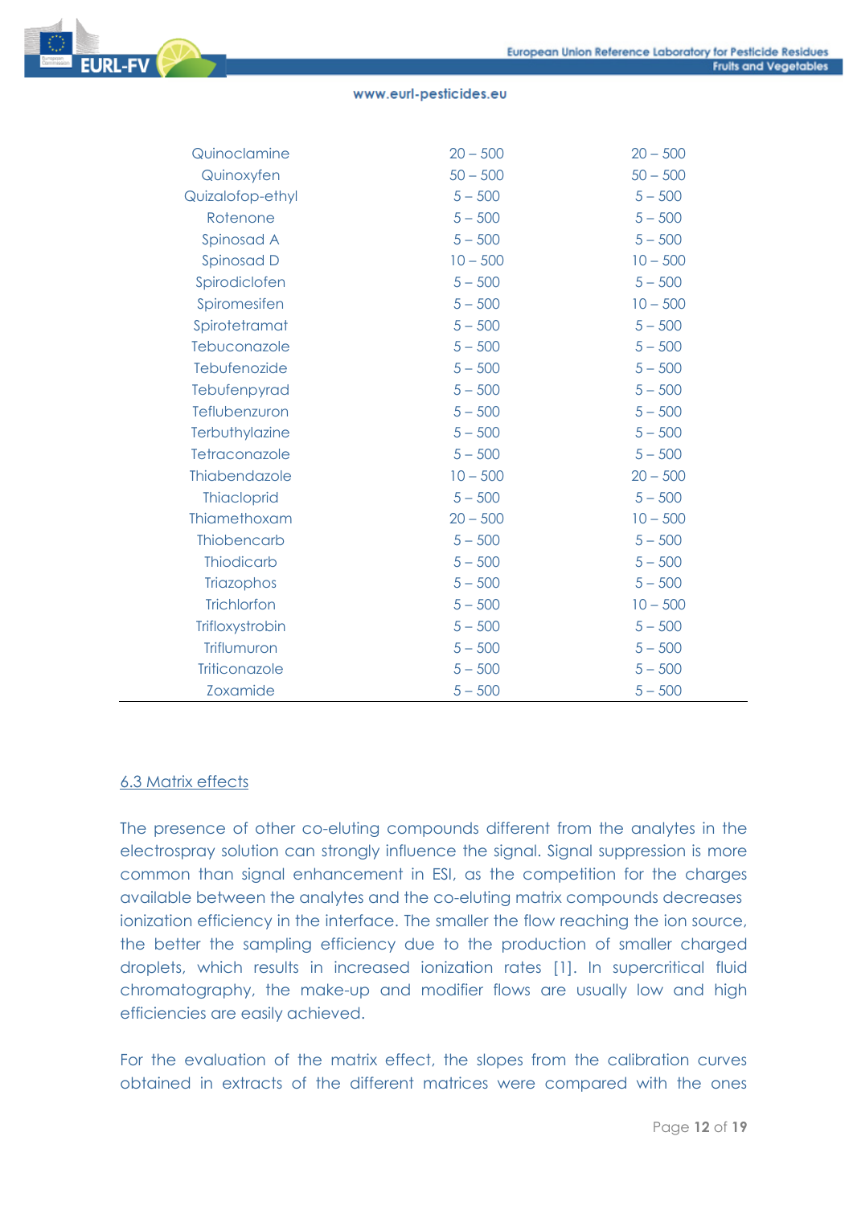| | | |
|---|---|---|
| Quinoclamine | 20 – 500 | 20 – 500 |
| Quinoxyfen | 50 – 500 | 50 – 500 |
| Quizalofop-ethyl | 5 – 500 | 5 – 500 |
| Rotenone | 5 – 500 | 5 – 500 |
| Spinosad A | 5 – 500 | 5 – 500 |
| Spinosad D | 10 – 500 | 10 – 500 |
| Spirodiclofen | 5 – 500 | 5 – 500 |
| Spiromesifen | 5 – 500 | 10 – 500 |
| Spirotetramat | 5 – 500 | 5 – 500 |
| Tebuconazole | 5 – 500 | 5 – 500 |
| Tebufenozide | 5 – 500 | 5 – 500 |
| Tebufenpyrad | 5 – 500 | 5 – 500 |
| Teflubenzuron | 5 – 500 | 5 – 500 |
| Terbuthylazine | 5 – 500 | 5 – 500 |
| Tetraconazole | 5 – 500 | 5 – 500 |
| Thiabendazole | 10 – 500 | 20 – 500 |
| Thiacloprid | 5 – 500 | 5 – 500 |
| Thiamethoxam | 20 – 500 | 10 – 500 |
| Thiobencarb | 5 – 500 | 5 – 500 |
| Thiodicarb | 5 – 500 | 5 – 500 |
| Triazophos | 5 – 500 | 5 – 500 |
| Trichlorfon | 5 – 500 | 10 – 500 |
| Trifloxystrobin | 5 – 500 | 5 – 500 |
| Triflumuron | 5 – 500 | 5 – 500 |
| Triticonazole | 5 – 500 | 5 – 500 |
| Zoxamide | 5 – 500 | 5 – 500 |

## 6.3 Matrix effects

The presence of other co-eluting compounds different from the analytes in the electrospray solution can strongly influence the signal. Signal suppression is more common than signal enhancement in ESI, as the competition for the charges available between the analytes and the co-eluting matrix compounds decreases ionization efficiency in the interface. The smaller the flow reaching the ion source, the better the sampling efficiency due to the production of smaller charged droplets, which results in increased ionization rates [1]. In supercritical fluid chromatography, the make-up and modifier flows are usually low and high efficiencies are easily achieved.

For the evaluation of the matrix effect, the slopes from the calibration curves obtained in extracts of the different matrices were compared with the ones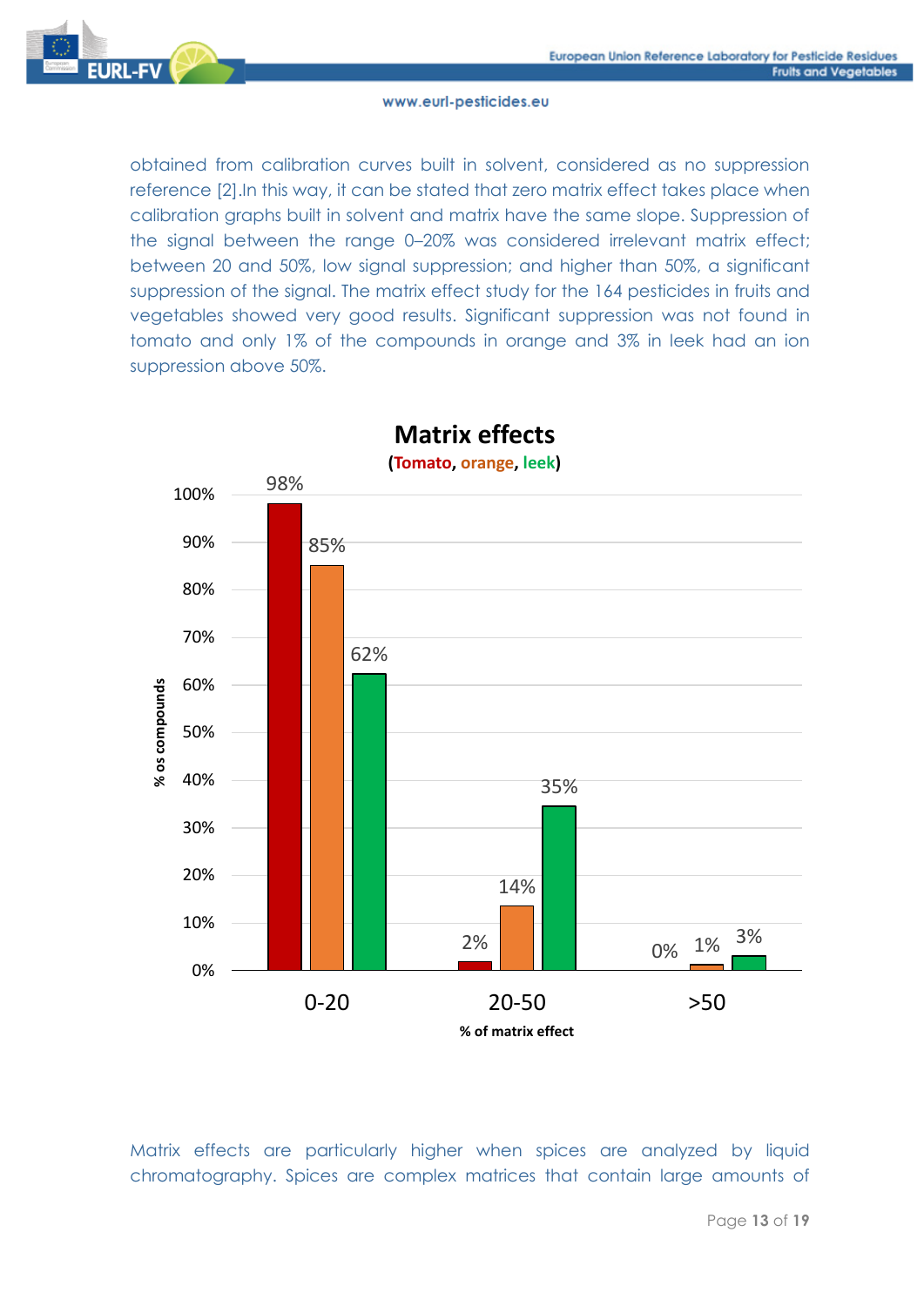obtained from calibration curves built in solvent, considered as no suppression reference [2].In this way, it can be stated that zero matrix effect takes place when calibration graphs built in solvent and matrix have the same slope. Suppression of the signal between the range 0–20% was considered irrelevant matrix effect; between 20 and 50%, low signal suppression; and higher than 50%, a significant suppression of the signal. The matrix effect study for the 164 pesticides in fruits and vegetables showed very good results. Significant suppression was not found in tomato and only 1% of the compounds in orange and 3% in leek had an ion suppression above 50%.

**Matrix effects**

**(Tomato, orange, leek)**

| % of matrix effect | Tomato | Orange | Leek |
| --- | --- | --- | --- |
| 0-20 | 98% | 85% | 62% |
| 20-50 | 2% | 14% | 35% |
| >50 | 0% | 1% | 3% |

Y-axis: % os compounds

Matrix effects are particularly higher when spices are analyzed by liquid chromatography. Spices are complex matrices that contain large amounts of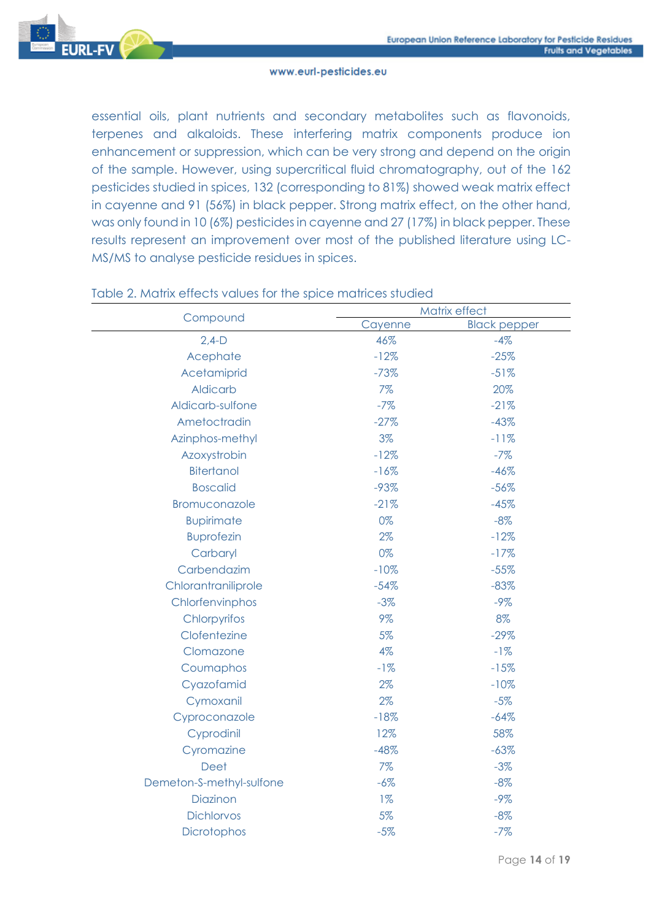essential oils, plant nutrients and secondary metabolites such as flavonoids, terpenes and alkaloids. These interfering matrix components produce ion enhancement or suppression, which can be very strong and depend on the origin of the sample. However, using supercritical fluid chromatography, out of the 162 pesticides studied in spices, 132 (corresponding to 81%) showed weak matrix effect in cayenne and 91 (56%) in black pepper. Strong matrix effect, on the other hand, was only found in 10 (6%) pesticides in cayenne and 27 (17%) in black pepper. These results represent an improvement over most of the published literature using LC-MS/MS to analyse pesticide residues in spices.

Table 2. Matrix effects values for the spice matrices studied

| Compound | Matrix effect | |
|---|---|---|
| | Cayenne | Black pepper |
| 2,4-D | 46% | -4% |
| Acephate | -12% | -25% |
| Acetamiprid | -73% | -51% |
| Aldicarb | 7% | 20% |
| Aldicarb-sulfone | -7% | -21% |
| Ametoctradin | -27% | -43% |
| Azinphos-methyl | 3% | -11% |
| Azoxystrobin | -12% | -7% |
| Bitertanol | -16% | -46% |
| Boscalid | -93% | -56% |
| Bromuconazole | -21% | -45% |
| Bupirimate | 0% | -8% |
| Buprofezin | 2% | -12% |
| Carbaryl | 0% | -17% |
| Carbendazim | -10% | -55% |
| Chlorantraniliprole | -54% | -83% |
| Chlorfenvinphos | -3% | -9% |
| Chlorpyrifos | 9% | 8% |
| Clofentezine | 5% | -29% |
| Clomazone | 4% | -1% |
| Coumaphos | -1% | -15% |
| Cyazofamid | 2% | -10% |
| Cymoxanil | 2% | -5% |
| Cyproconazole | -18% | -64% |
| Cyprodinil | 12% | 58% |
| Cyromazine | -48% | -63% |
| Deet | 7% | -3% |
| Demeton-S-methyl-sulfone | -6% | -8% |
| Diazinon | 1% | -9% |
| Dichlorvos | 5% | -8% |
| Dicrotophos | -5% | -7% |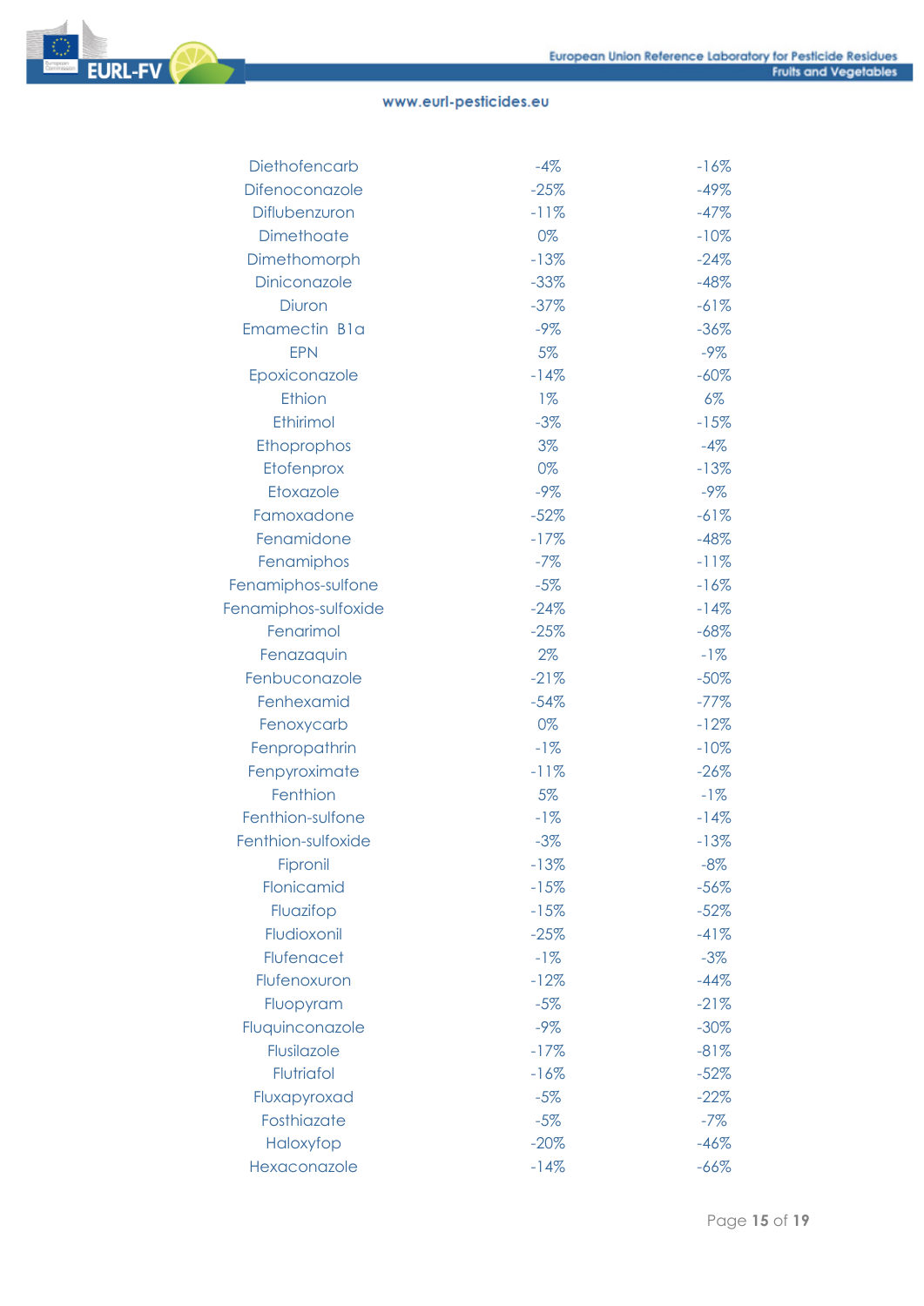| | | |
|---|---|---|
| Diethofencarb | -4% | -16% |
| Difenoconazole | -25% | -49% |
| Diflubenzuron | -11% | -47% |
| Dimethoate | 0% | -10% |
| Dimethomorph | -13% | -24% |
| Diniconazole | -33% | -48% |
| Diuron | -37% | -61% |
| Emamectin B1a | -9% | -36% |
| EPN | 5% | -9% |
| Epoxiconazole | -14% | -60% |
| Ethion | 1% | 6% |
| Ethirimol | -3% | -15% |
| Ethoprophos | 3% | -4% |
| Etofenprox | 0% | -13% |
| Etoxazole | -9% | -9% |
| Famoxadone | -52% | -61% |
| Fenamidone | -17% | -48% |
| Fenamiphos | -7% | -11% |
| Fenamiphos-sulfone | -5% | -16% |
| Fenamiphos-sulfoxide | -24% | -14% |
| Fenarimol | -25% | -68% |
| Fenazaquin | 2% | -1% |
| Fenbuconazole | -21% | -50% |
| Fenhexamid | -54% | -77% |
| Fenoxycarb | 0% | -12% |
| Fenpropathrin | -1% | -10% |
| Fenpyroximate | -11% | -26% |
| Fenthion | 5% | -1% |
| Fenthion-sulfone | -1% | -14% |
| Fenthion-sulfoxide | -3% | -13% |
| Fipronil | -13% | -8% |
| Flonicamid | -15% | -56% |
| Fluazifop | -15% | -52% |
| Fludioxonil | -25% | -41% |
| Flufenacet | -1% | -3% |
| Flufenoxuron | -12% | -44% |
| Fluopyram | -5% | -21% |
| Fluquinconazole | -9% | -30% |
| Flusilazole | -17% | -81% |
| Flutriafol | -16% | -52% |
| Fluxapyroxad | -5% | -22% |
| Fosthiazate | -5% | -7% |
| Haloxyfop | -20% | -46% |
| Hexaconazole | -14% | -66% |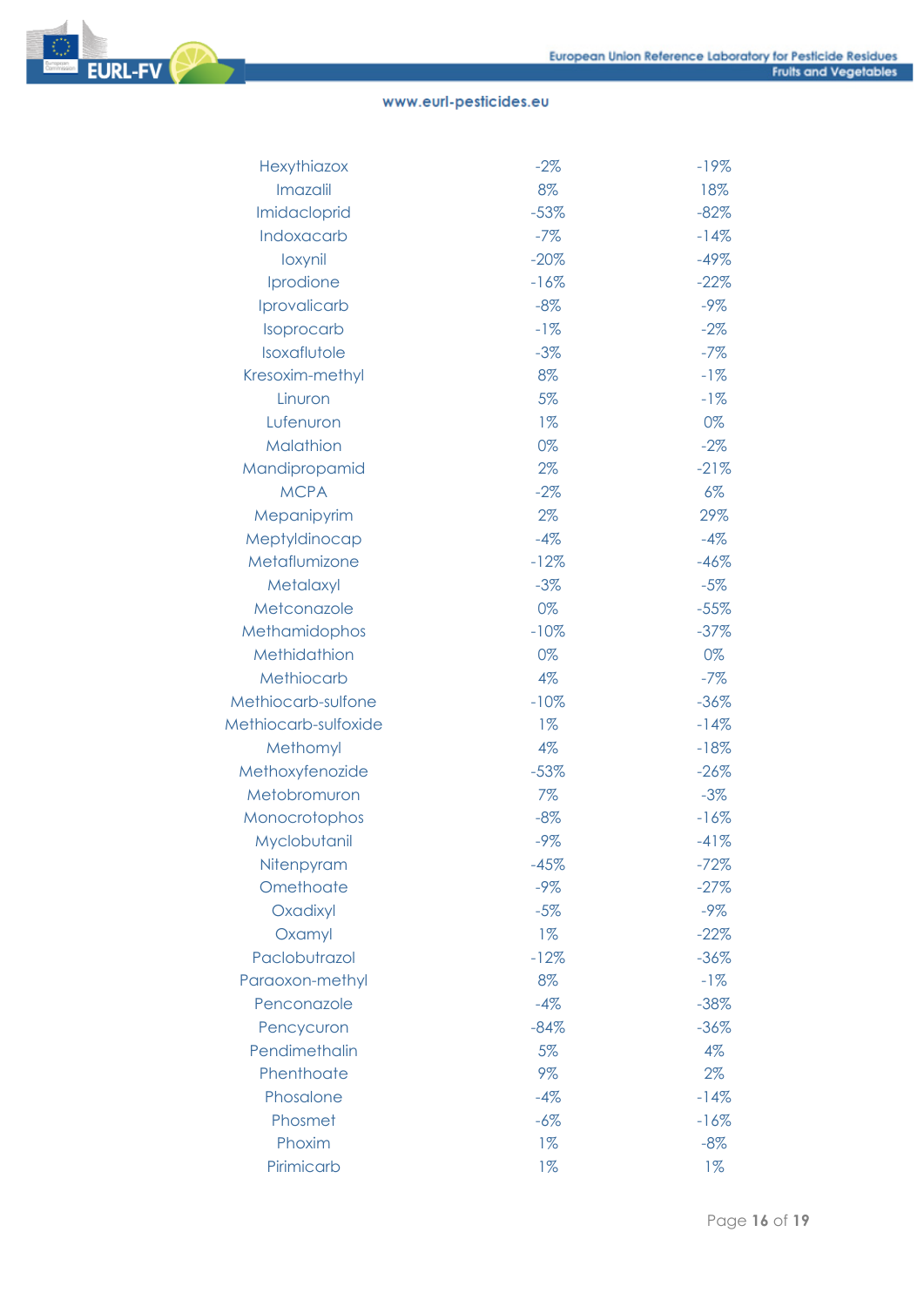| | | |
|---|---|---|
| Hexythiazox | -2% | -19% |
| Imazalil | 8% | 18% |
| Imidacloprid | -53% | -82% |
| Indoxacarb | -7% | -14% |
| Ioxynil | -20% | -49% |
| Iprodione | -16% | -22% |
| Iprovalicarb | -8% | -9% |
| Isoprocarb | -1% | -2% |
| Isoxaflutole | -3% | -7% |
| Kresoxim-methyl | 8% | -1% |
| Linuron | 5% | -1% |
| Lufenuron | 1% | 0% |
| Malathion | 0% | -2% |
| Mandipropamid | 2% | -21% |
| MCPA | -2% | 6% |
| Mepanipyrim | 2% | 29% |
| Meptyldinocap | -4% | -4% |
| Metaflumizone | -12% | -46% |
| Metalaxyl | -3% | -5% |
| Metconazole | 0% | -55% |
| Methamidophos | -10% | -37% |
| Methidathion | 0% | 0% |
| Methiocarb | 4% | -7% |
| Methiocarb-sulfone | -10% | -36% |
| Methiocarb-sulfoxide | 1% | -14% |
| Methomyl | 4% | -18% |
| Methoxyfenozide | -53% | -26% |
| Metobromuron | 7% | -3% |
| Monocrotophos | -8% | -16% |
| Myclobutanil | -9% | -41% |
| Nitenpyram | -45% | -72% |
| Omethoate | -9% | -27% |
| Oxadixyl | -5% | -9% |
| Oxamyl | 1% | -22% |
| Paclobutrazol | -12% | -36% |
| Paraoxon-methyl | 8% | -1% |
| Penconazole | -4% | -38% |
| Pencycuron | -84% | -36% |
| Pendimethalin | 5% | 4% |
| Phenthoate | 9% | 2% |
| Phosalone | -4% | -14% |
| Phosmet | -6% | -16% |
| Phoxim | 1% | -8% |
| Pirimicarb | 1% | 1% |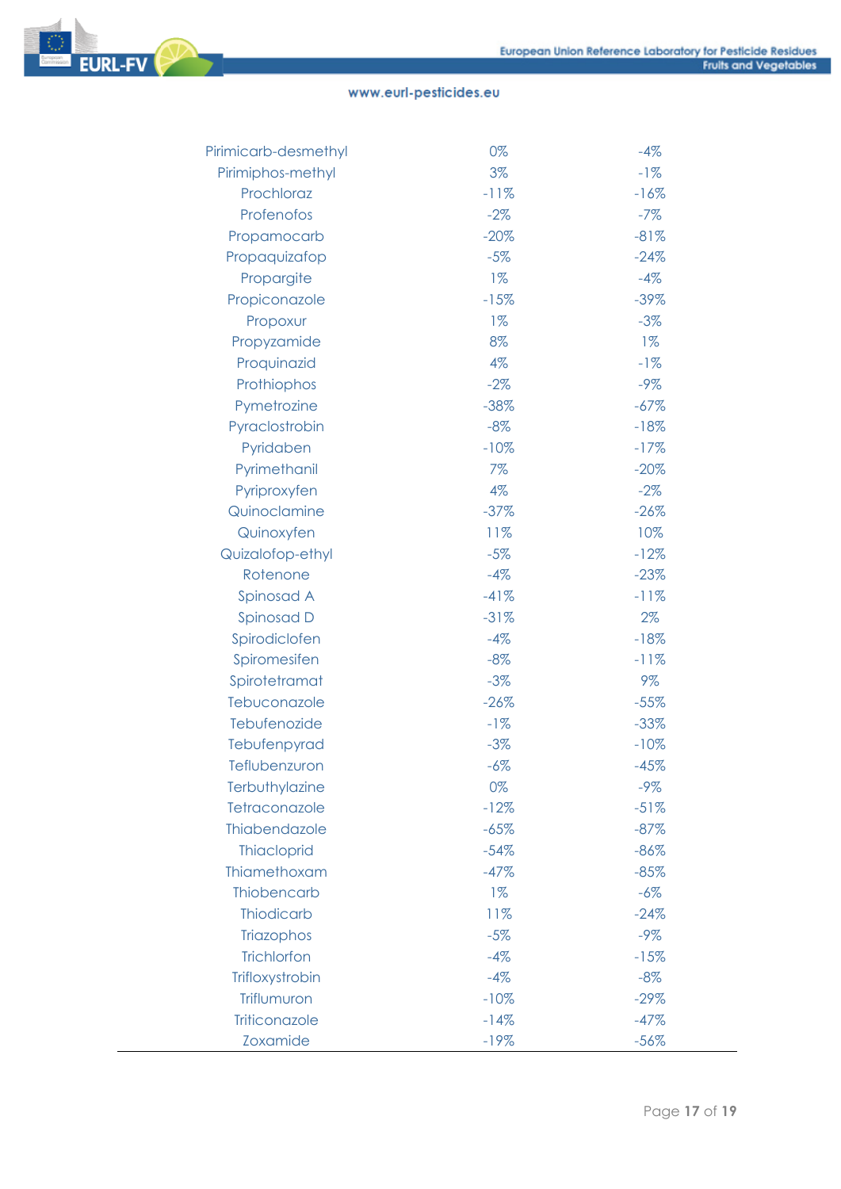| | | |
|---|---|---|
| Pirimicarb-desmethyl | 0% | -4% |
| Pirimiphos-methyl | 3% | -1% |
| Prochloraz | -11% | -16% |
| Profenofos | -2% | -7% |
| Propamocarb | -20% | -81% |
| Propaquizafop | -5% | -24% |
| Propargite | 1% | -4% |
| Propiconazole | -15% | -39% |
| Propoxur | 1% | -3% |
| Propyzamide | 8% | 1% |
| Proquinazid | 4% | -1% |
| Prothiophos | -2% | -9% |
| Pymetrozine | -38% | -67% |
| Pyraclostrobin | -8% | -18% |
| Pyridaben | -10% | -17% |
| Pyrimethanil | 7% | -20% |
| Pyriproxyfen | 4% | -2% |
| Quinoclamine | -37% | -26% |
| Quinoxyfen | 11% | 10% |
| Quizalofop-ethyl | -5% | -12% |
| Rotenone | -4% | -23% |
| Spinosad A | -41% | -11% |
| Spinosad D | -31% | 2% |
| Spirodiclofen | -4% | -18% |
| Spiromesifen | -8% | -11% |
| Spirotetramat | -3% | 9% |
| Tebuconazole | -26% | -55% |
| Tebufenozide | -1% | -33% |
| Tebufenpyrad | -3% | -10% |
| Teflubenzuron | -6% | -45% |
| Terbuthylazine | 0% | -9% |
| Tetraconazole | -12% | -51% |
| Thiabendazole | -65% | -87% |
| Thiacloprid | -54% | -86% |
| Thiamethoxam | -47% | -85% |
| Thiobencarb | 1% | -6% |
| Thiodicarb | 11% | -24% |
| Triazophos | -5% | -9% |
| Trichlorfon | -4% | -15% |
| Trifloxystrobin | -4% | -8% |
| Triflumuron | -10% | -29% |
| Triticonazole | -14% | -47% |
| Zoxamide | -19% | -56% |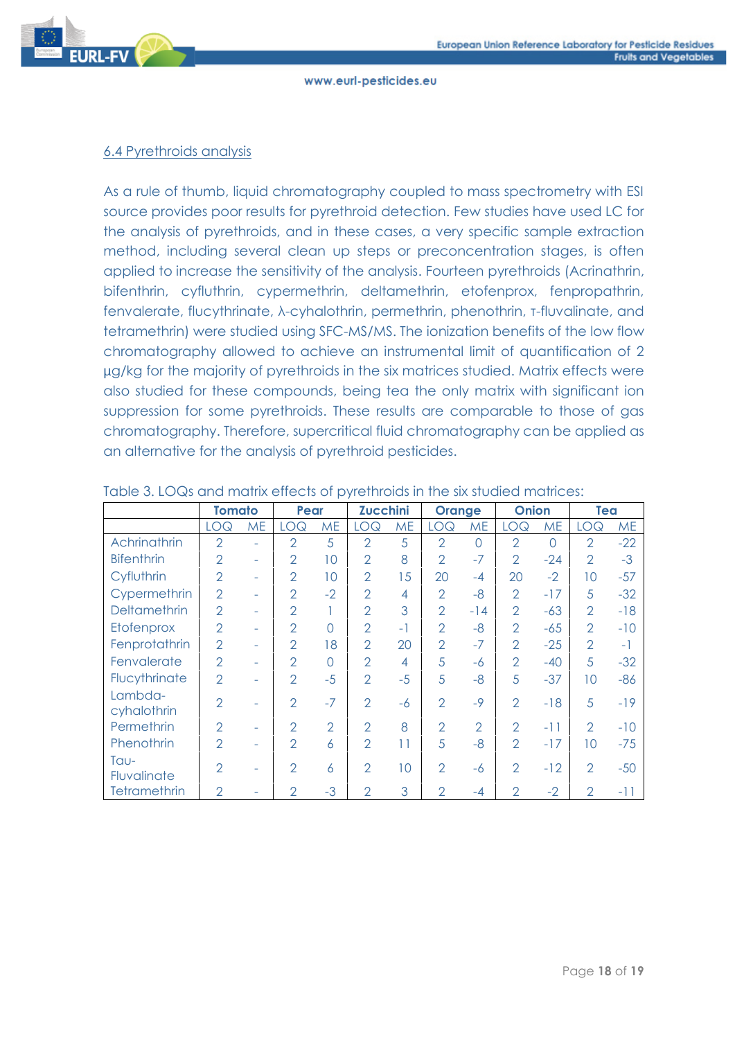### 6.4 Pyrethroids analysis

As a rule of thumb, liquid chromatography coupled to mass spectrometry with ESI source provides poor results for pyrethroid detection. Few studies have used LC for the analysis of pyrethroids, and in these cases, a very specific sample extraction method, including several clean up steps or preconcentration stages, is often applied to increase the sensitivity of the analysis. Fourteen pyrethroids (Acrinathrin, bifenthrin, cyfluthrin, cypermethrin, deltamethrin, etofenprox, fenpropathrin, fenvalerate, flucythrinate, λ-cyhalothrin, permethrin, phenothrin, τ-fluvalinate, and tetramethrin) were studied using SFC-MS/MS. The ionization benefits of the low flow chromatography allowed to achieve an instrumental limit of quantification of 2 µg/kg for the majority of pyrethroids in the six matrices studied. Matrix effects were also studied for these compounds, being tea the only matrix with significant ion suppression for some pyrethroids. These results are comparable to those of gas chromatography. Therefore, supercritical fluid chromatography can be applied as an alternative for the analysis of pyrethroid pesticides.

Table 3. LOQs and matrix effects of pyrethroids in the six studied matrices:

| | **Tomato** | | **Pear** | | **Zucchini** | | **Orange** | | **Onion** | | **Tea** | |
|---|---|---|---|---|---|---|---|---|---|---|---|---|
| | LOQ | ME | LOQ | ME | LOQ | ME | LOQ | ME | LOQ | ME | LOQ | ME |
| Achrinathrin | 2 | - | 2 | 5 | 2 | 5 | 2 | 0 | 2 | 0 | 2 | -22 |
| Bifenthrin | 2 | - | 2 | 10 | 2 | 8 | 2 | -7 | 2 | -24 | 2 | -3 |
| Cyfluthrin | 2 | - | 2 | 10 | 2 | 15 | 20 | -4 | 20 | -2 | 10 | -57 |
| Cypermethrin | 2 | - | 2 | -2 | 2 | 4 | 2 | -8 | 2 | -17 | 5 | -32 |
| Deltamethrin | 2 | - | 2 | 1 | 2 | 3 | 2 | -14 | 2 | -63 | 2 | -18 |
| Etofenprox | 2 | - | 2 | 0 | 2 | -1 | 2 | -8 | 2 | -65 | 2 | -10 |
| Fenprotathrin | 2 | - | 2 | 18 | 2 | 20 | 2 | -7 | 2 | -25 | 2 | -1 |
| Fenvalerate | 2 | - | 2 | 0 | 2 | 4 | 5 | -6 | 2 | -40 | 5 | -32 |
| Flucythrinate | 2 | - | 2 | -5 | 2 | -5 | 5 | -8 | 5 | -37 | 10 | -86 |
| Lambda-cyhalothrin | 2 | - | 2 | -7 | 2 | -6 | 2 | -9 | 2 | -18 | 5 | -19 |
| Permethrin | 2 | - | 2 | 2 | 2 | 8 | 2 | 2 | 2 | -11 | 2 | -10 |
| Phenothrin | 2 | - | 2 | 6 | 2 | 11 | 5 | -8 | 2 | -17 | 10 | -75 |
| Tau-Fluvalinate | 2 | - | 2 | 6 | 2 | 10 | 2 | -6 | 2 | -12 | 2 | -50 |
| Tetramethrin | 2 | - | 2 | -3 | 2 | 3 | 2 | -4 | 2 | -2 | 2 | -11 |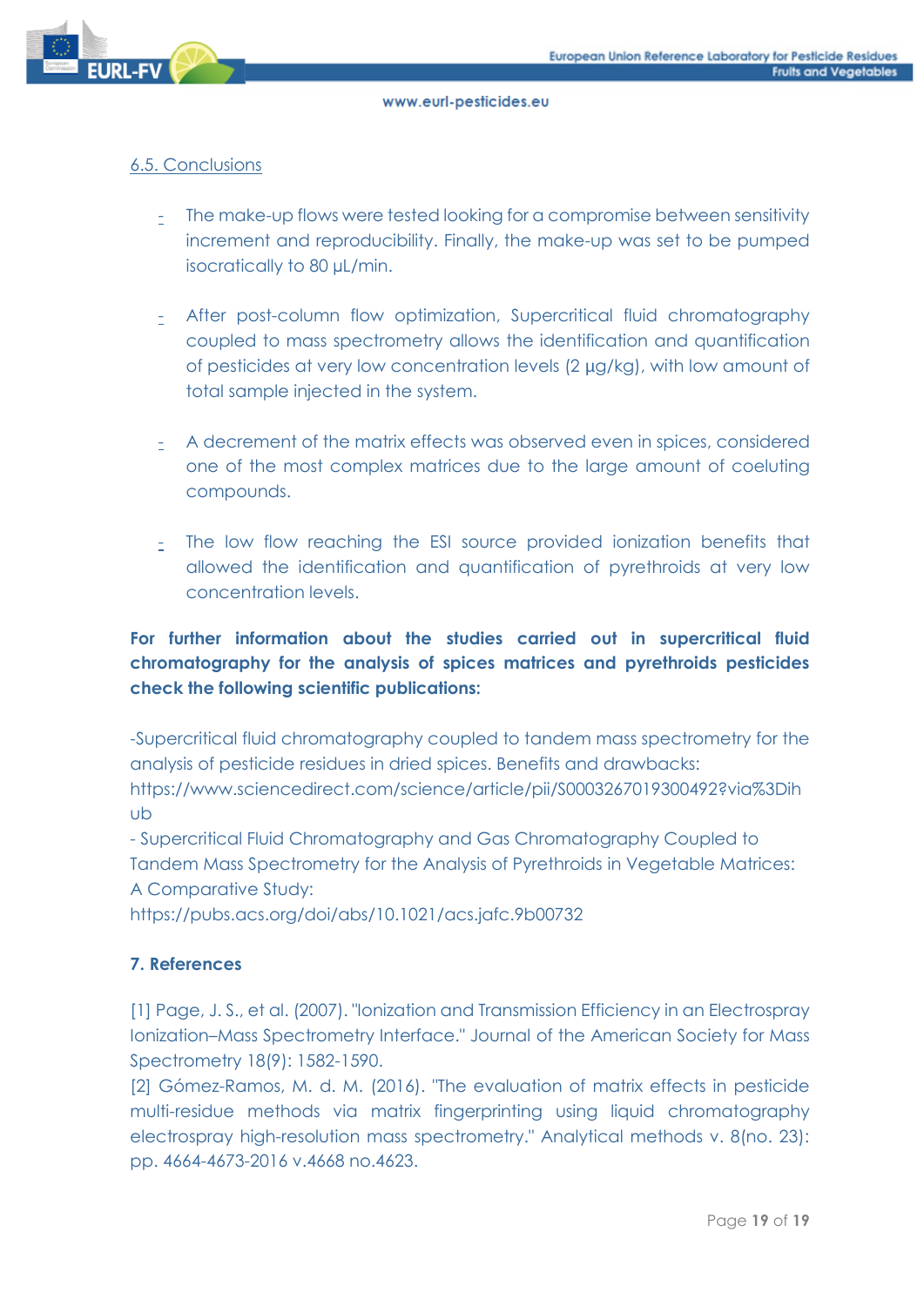### 6.5. Conclusions

- The make-up flows were tested looking for a compromise between sensitivity increment and reproducibility. Finally, the make-up was set to be pumped isocratically to 80 µL/min.

- After post-column flow optimization, Supercritical fluid chromatography coupled to mass spectrometry allows the identification and quantification of pesticides at very low concentration levels (2 µg/kg), with low amount of total sample injected in the system.

- A decrement of the matrix effects was observed even in spices, considered one of the most complex matrices due to the large amount of coeluting compounds.

- The low flow reaching the ESI source provided ionization benefits that allowed the identification and quantification of pyrethroids at very low concentration levels.

**For further information about the studies carried out in supercritical fluid chromatography for the analysis of spices matrices and pyrethroids pesticides check the following scientific publications:**

-Supercritical fluid chromatography coupled to tandem mass spectrometry for the analysis of pesticide residues in dried spices. Benefits and drawbacks: https://www.sciencedirect.com/science/article/pii/S0003267019300492?via%3Dihub

- Supercritical Fluid Chromatography and Gas Chromatography Coupled to Tandem Mass Spectrometry for the Analysis of Pyrethroids in Vegetable Matrices: A Comparative Study: https://pubs.acs.org/doi/abs/10.1021/acs.jafc.9b00732

### 7. References

[1] Page, J. S., et al. (2007). "Ionization and Transmission Efficiency in an Electrospray Ionization–Mass Spectrometry Interface." Journal of the American Society for Mass Spectrometry 18(9): 1582-1590.

[2] Gómez-Ramos, M. d. M. (2016). "The evaluation of matrix effects in pesticide multi-residue methods via matrix fingerprinting using liquid chromatography electrospray high-resolution mass spectrometry." Analytical methods v. 8(no. 23): pp. 4664-4673-2016 v.4668 no.4623.